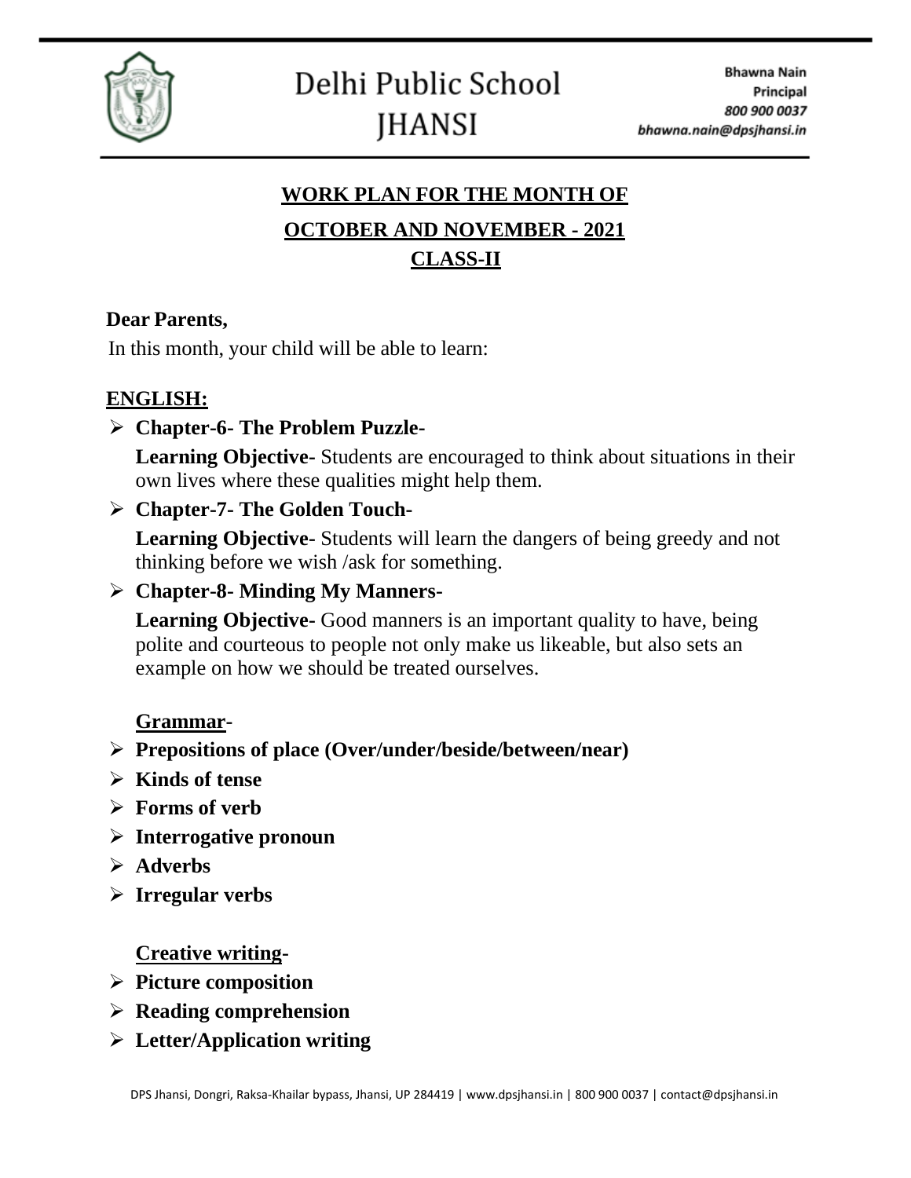# Delhi Public School JHANSI

Bhawna Nain
Principal
800 900 0037
bhawna.nain@dpsjhansi.in

## WORK PLAN FOR THE MONTH OF

## OCTOBER AND NOVEMBER - 2021

## CLASS-II

**Dear Parents,**

In this month, your child will be able to learn:

### ENGLISH:

- **Chapter-6- The Problem Puzzle-**

  **Learning Objective-** Students are encouraged to think about situations in their own lives where these qualities might help them.

- **Chapter-7- The Golden Touch-**

  **Learning Objective-** Students will learn the dangers of being greedy and not thinking before we wish /ask for something.

- **Chapter-8- Minding My Manners-**

  **Learning Objective-** Good manners is an important quality to have, being polite and courteous to people not only make us likeable, but also sets an example on how we should be treated ourselves.

**Grammar-**

- **Prepositions of place (Over/under/beside/between/near)**
- **Kinds of tense**
- **Forms of verb**
- **Interrogative pronoun**
- **Adverbs**
- **Irregular verbs**

**Creative writing-**

- **Picture composition**
- **Reading comprehension**
- **Letter/Application writing**

DPS Jhansi, Dongri, Raksa-Khailar bypass, Jhansi, UP 284419 | www.dpsjhansi.in | 800 900 0037 | contact@dpsjhansi.in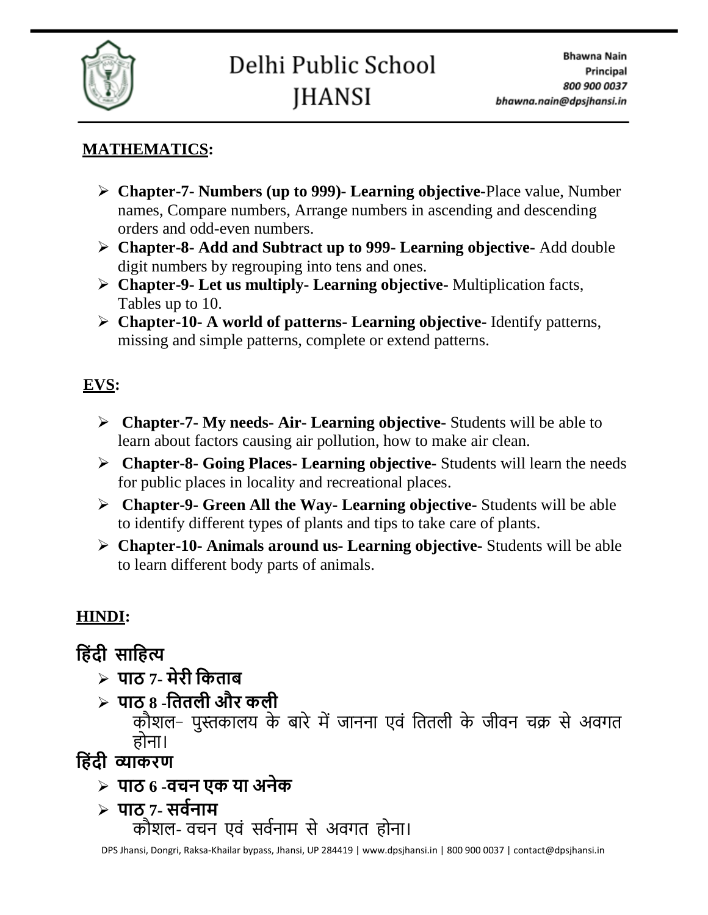## MATHEMATICS:

- **Chapter-7- Numbers (up to 999)- Learning objective-**Place value, Number names, Compare numbers, Arrange numbers in ascending and descending orders and odd-even numbers.
- **Chapter-8- Add and Subtract up to 999- Learning objective-** Add double digit numbers by regrouping into tens and ones.
- **Chapter-9- Let us multiply- Learning objective-** Multiplication facts, Tables up to 10.
- **Chapter-10- A world of patterns- Learning objective-** Identify patterns, missing and simple patterns, complete or extend patterns.

## EVS:

- **Chapter-7- My needs- Air- Learning objective-** Students will be able to learn about factors causing air pollution, how to make air clean.
- **Chapter-8- Going Places- Learning objective-** Students will learn the needs for public places in locality and recreational places.
- **Chapter-9- Green All the Way- Learning objective-** Students will be able to identify different types of plants and tips to take care of plants.
- **Chapter-10- Animals around us- Learning objective-** Students will be able to learn different body parts of animals.

## HINDI:

### हिंदी साहित्य

- **पाठ 7- मेरी किताब**
- **पाठ 8 -तितली और कली**

  कौशल– पुस्तकालय के बारे में जानना एवं तितली के जीवन चक्र से अवगत होना।

### हिंदी व्याकरण

- **पाठ 6 -वचन एक या अनेक**
- **पाठ 7- सर्वनाम**

  कौशल- वचन एवं सर्वनाम से अवगत होना।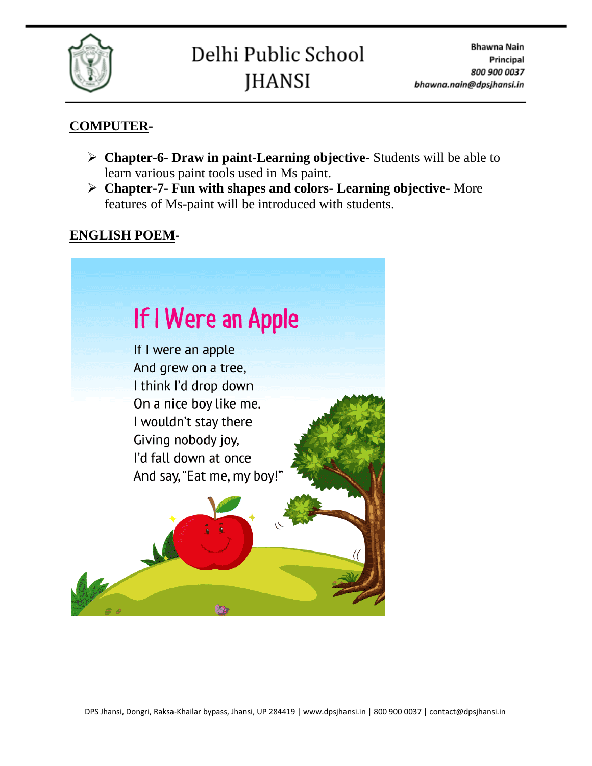**COMPUTER-**

- **Chapter-6- Draw in paint-Learning objective-** Students will be able to learn various paint tools used in Ms paint.
- **Chapter-7- Fun with shapes and colors- Learning objective-** More features of Ms-paint will be introduced with students.

**ENGLISH POEM-**

## If I Were an Apple

If I were an apple
And grew on a tree,
I think I'd drop down
On a nice boy like me.
I wouldn't stay there
Giving nobody joy,
I'd fall down at once
And say, "Eat me, my boy!"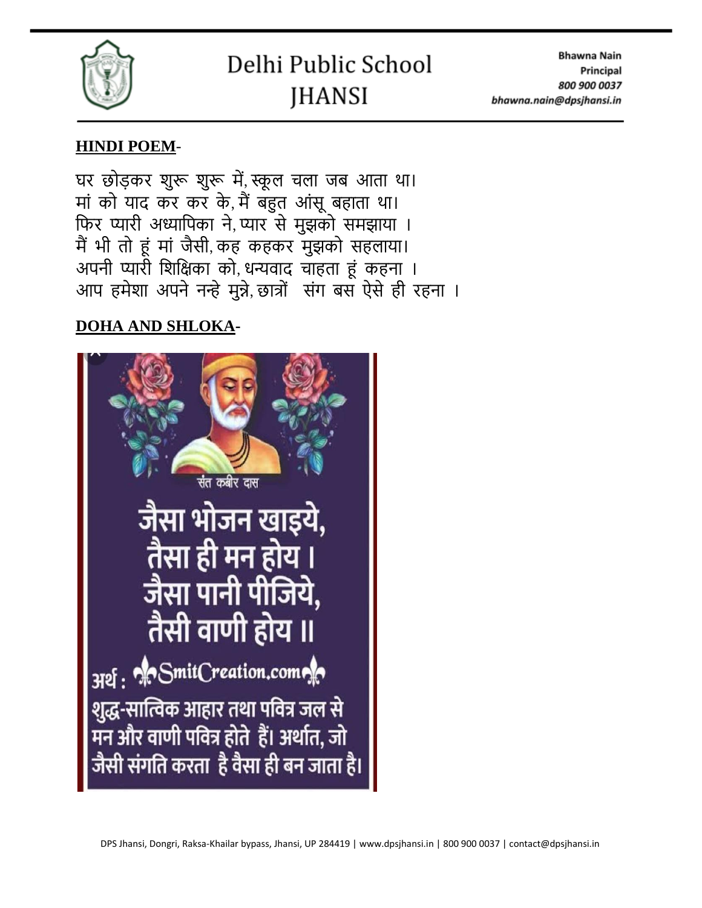**HINDI POEM**-

घर छोड़कर शुरू शुरू में, स्कूल चला जब आता था।
मां को याद कर कर के, मैं बहुत आंसू बहाता था।
फिर प्यारी अध्यापिका ने, प्यार से मुझको समझाया ।
मैं भी तो हूं मां जैसी, कह कहकर मुझको सहलाया।
अपनी प्यारी शिक्षिका को, धन्यवाद चाहता हूं कहना ।
आप हमेशा अपने नन्हे मुन्ने, छात्रों संग बस ऐसे ही रहना ।

**DOHA AND SHLOKA**-

संत कबीर दास

जैसा भोजन खाइये,
तैसा ही मन होय ।
जैसा पानी पीजिये,
तैसी वाणी होय ॥

अर्थ : SmitCreation.com
शुद्ध-सात्विक आहार तथा पवित्र जल से मन और वाणी पवित्र होते हैं। अर्थात, जो जैसी संगति करता है वैसा ही बन जाता है।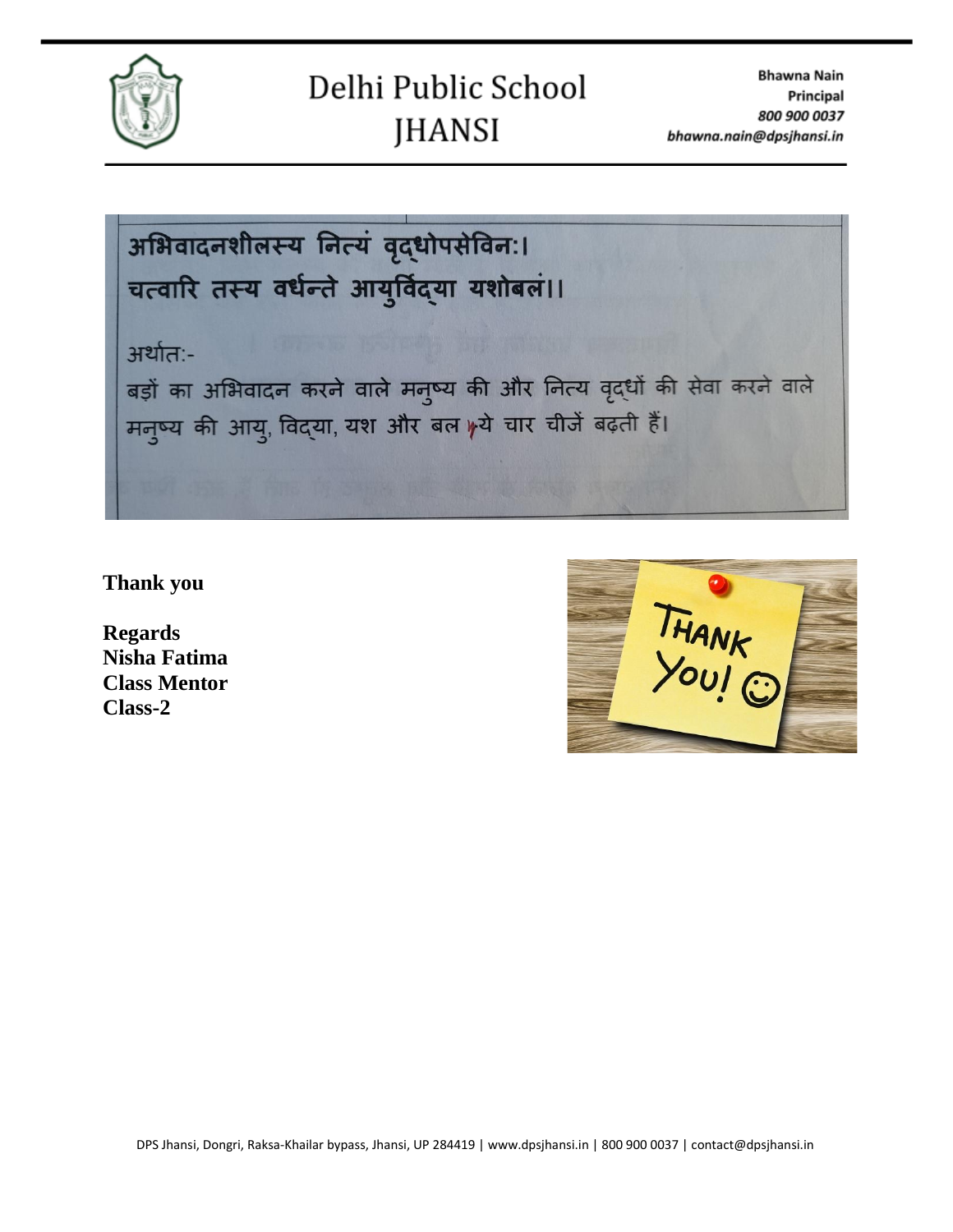अभिवादनशीलस्य नित्यं वृद्धोपसेविनः।
चत्वारि तस्य वर्धन्ते आयुर्विद्या यशोबलं।।

अर्थात:-

बड़ों का अभिवादन करने वाले मनुष्य की और नित्य वृद्धों की सेवा करने वाले मनुष्य की आयु, विद्या, यश और बल ये चार चीजें बढ़ती हैं।

**Thank you**

**Regards**
**Nisha Fatima**
**Class Mentor**
**Class-2**